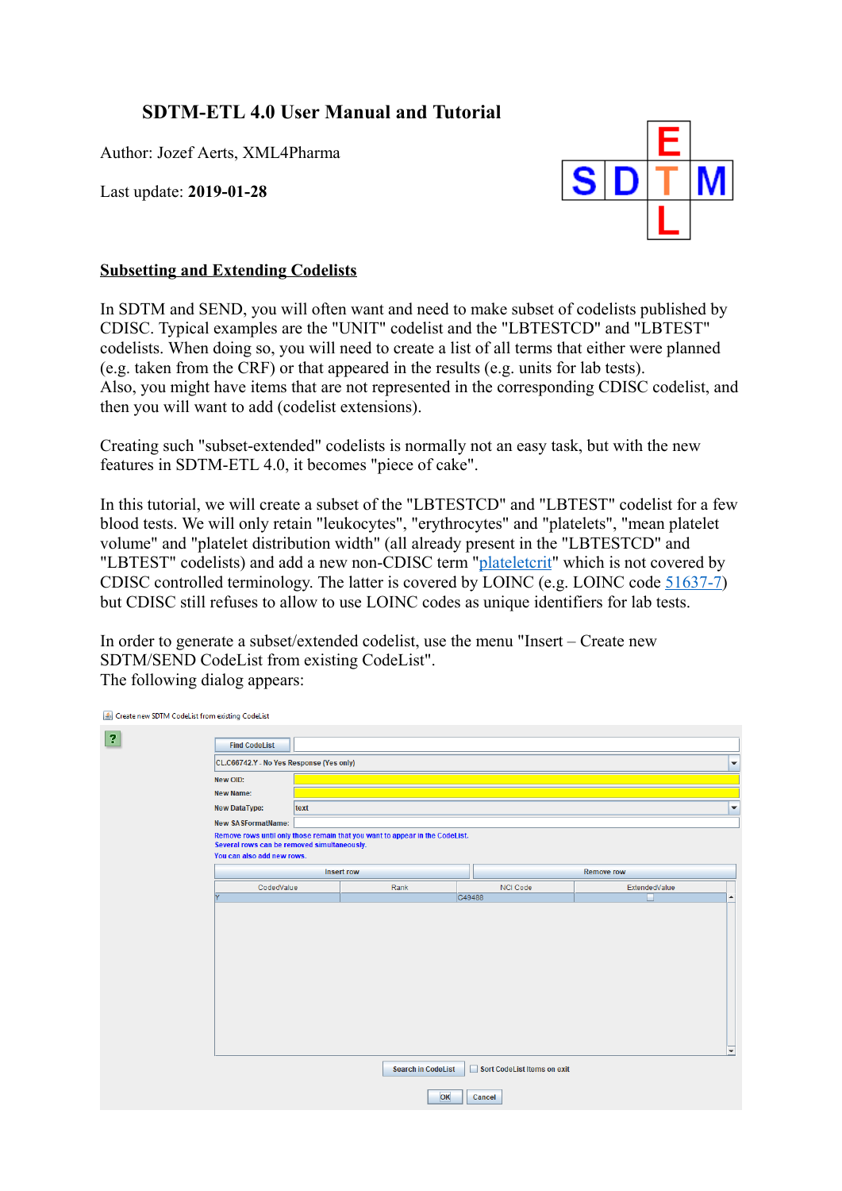# SDTM-ETL 4.0 User Manual and Tutorial

Author: Jozef Aerts, XML4Pharma

Last update: **2019-01-28**

## Subsetting and Extending Codelists

In SDTM and SEND, you will often want and need to make subset of codelists published by CDISC. Typical examples are the "UNIT" codelist and the "LBTESTCD" and "LBTEST" codelists. When doing so, you will need to create a list of all terms that either were planned (e.g. taken from the CRF) or that appeared in the results (e.g. units for lab tests).
Also, you might have items that are not represented in the corresponding CDISC codelist, and then you will want to add (codelist extensions).

Creating such "subset-extended" codelists is normally not an easy task, but with the new features in SDTM-ETL 4.0, it becomes "piece of cake".

In this tutorial, we will create a subset of the "LBTESTCD" and "LBTEST" codelist for a few blood tests. We will only retain "leukocytes", "erythrocytes" and "platelets", "mean platelet volume" and "platelet distribution width" (all already present in the "LBTESTCD" and "LBTEST" codelists) and add a new non-CDISC term "plateletcrit" which is not covered by CDISC controlled terminology. The latter is covered by LOINC (e.g. LOINC code 51637-7) but CDISC still refuses to allow to use LOINC codes as unique identifiers for lab tests.

In order to generate a subset/extended codelist, use the menu "Insert – Create new SDTM/SEND CodeList from existing CodeList".
The following dialog appears:

Create new SDTM CodeList from existing CodeList

Find CodeList

CL.C66742.Y - No Yes Response (Yes only)

New OID:

New Name:

New DataType: text

New SASFormatName:

Remove rows until only those remain that you want to appear in the CodeList.
Several rows can be removed simultaneously.
You can also add new rows.

Insert row | Remove row

| CodedValue | Rank | NCI Code | ExtendedValue |
|---|---|---|---|
| Y | | C49488 | ☐ |

Search in CodeList | ☐ Sort CodeList Items on exit

OK | Cancel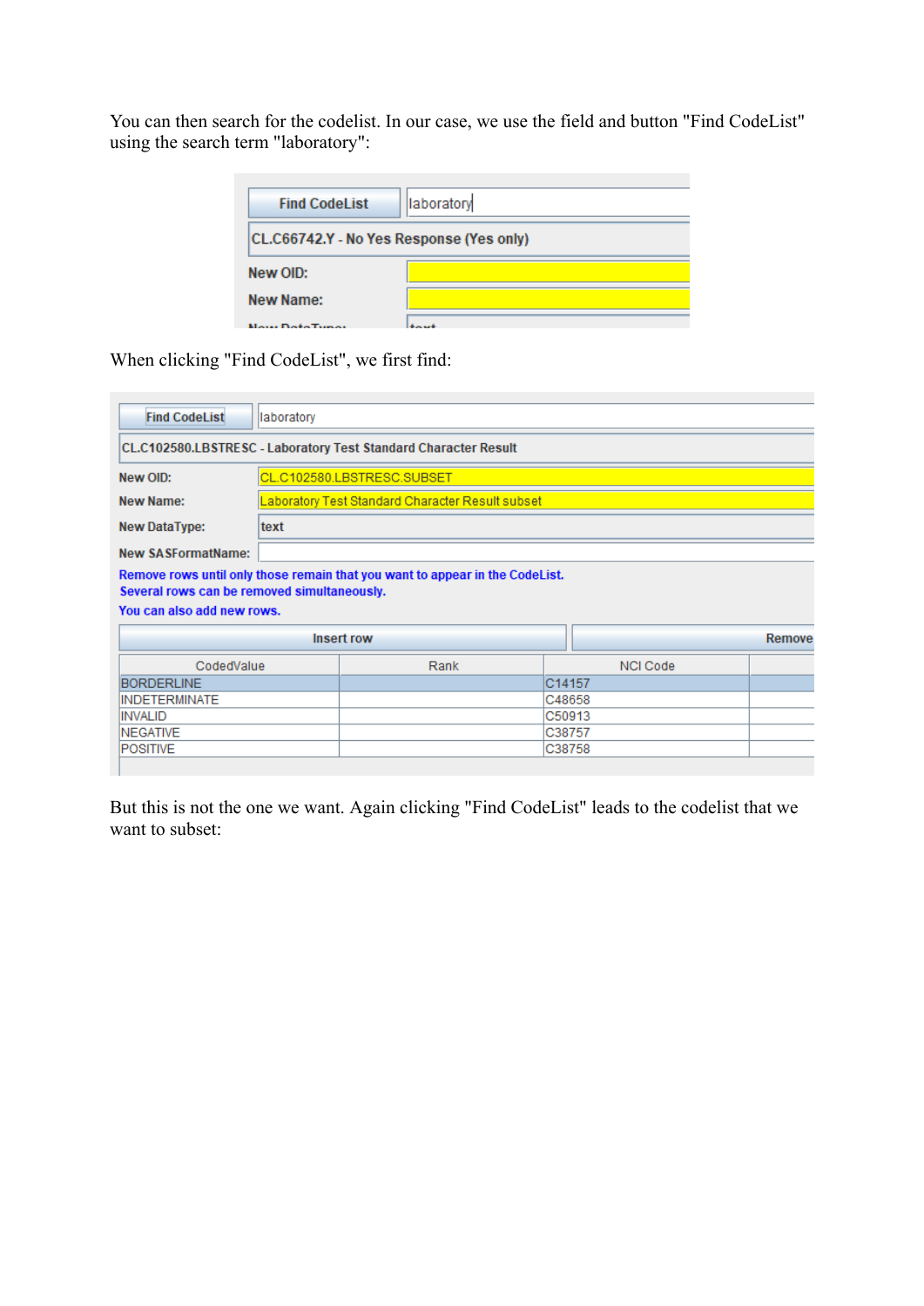You can then search for the codelist. In our case, we use the field and button "Find CodeList" using the search term "laboratory":

When clicking "Find CodeList", we first find:

But this is not the one we want. Again clicking "Find CodeList" leads to the codelist that we want to subset: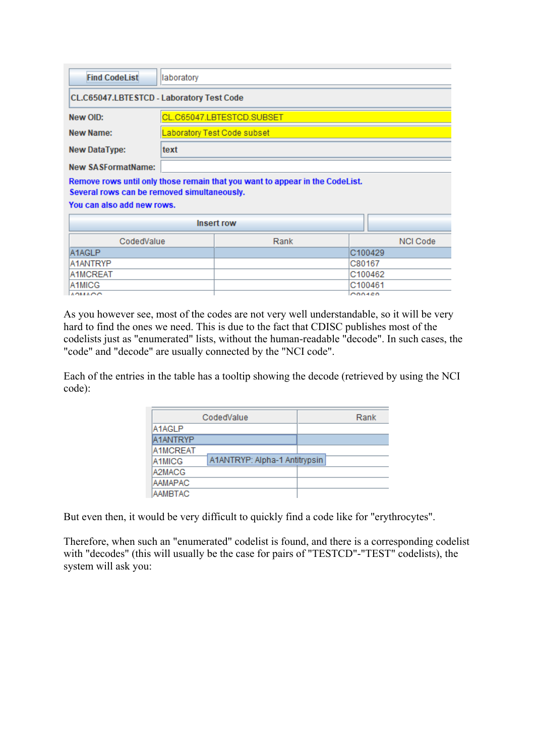| Find CodeList | laboratory |
| --- | --- |
| CL.C65047.LBTESTCD - Laboratory Test Code | |
| New OID: | CL.C65047.LBTESTCD.SUBSET |
| New Name: | Laboratory Test Code subset |
| New DataType: | text |
| New SASFormatName: | |

Remove rows until only those remain that you want to appear in the CodeList.
Several rows can be removed simultaneously.
You can also add new rows.

Insert row

| CodedValue | Rank | NCI Code |
| --- | --- | --- |
| A1AGLP | | C100429 |
| A1ANTRYP | | C80167 |
| A1MCREAT | | C100462 |
| A1MICG | | C100461 |

As you however see, most of the codes are not very well understandable, so it will be very hard to find the ones we need. This is due to the fact that CDISC publishes most of the codelists just as "enumerated" lists, without the human-readable "decode". In such cases, the "code" and "decode" are usually connected by the "NCI code".

Each of the entries in the table has a tooltip showing the decode (retrieved by using the NCI code):

| CodedValue | Rank |
| --- | --- |
| A1AGLP | |
| A1ANTRYP | |
| A1MCREAT | |
| A1MICG | |
| A2MACG | |
| AAMAPAC | |
| AAMBTAC | |

A1ANTRYP: Alpha-1 Antitrypsin

But even then, it would be very difficult to quickly find a code like for "erythrocytes".

Therefore, when such an "enumerated" codelist is found, and there is a corresponding codelist with "decodes" (this will usually be the case for pairs of "TESTCD"-"TEST" codelists), the system will ask you: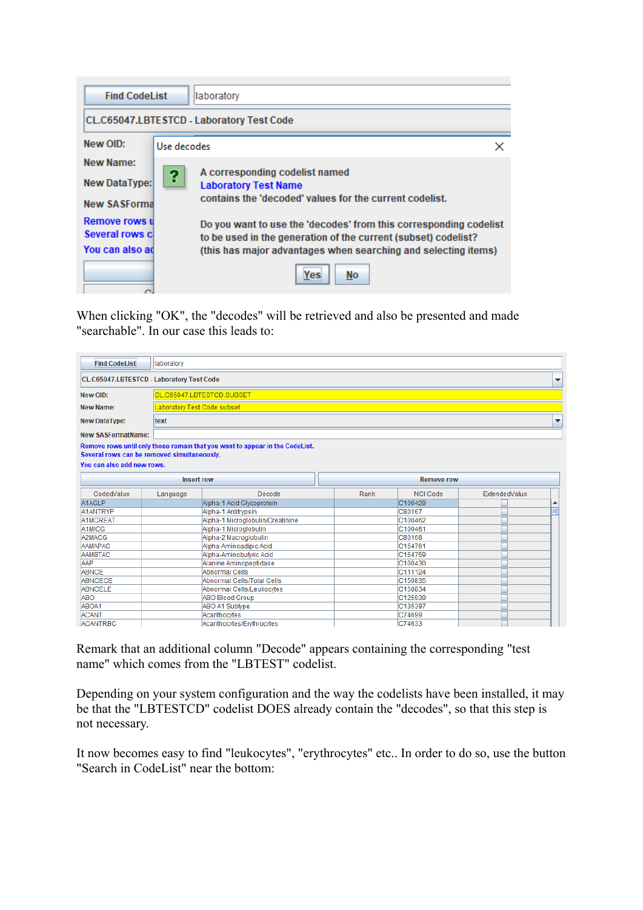When clicking "OK", the "decodes" will be retrieved and also be presented and made "searchable". In our case this leads to:

Remark that an additional column "Decode" appears containing the corresponding "test name" which comes from the "LBTEST" codelist.

Depending on your system configuration and the way the codelists have been installed, it may be that the "LBTESTCD" codelist DOES already contain the "decodes", so that this step is not necessary.

It now becomes easy to find "leukocytes", "erythrocytes" etc.. In order to do so, use the button "Search in CodeList" near the bottom: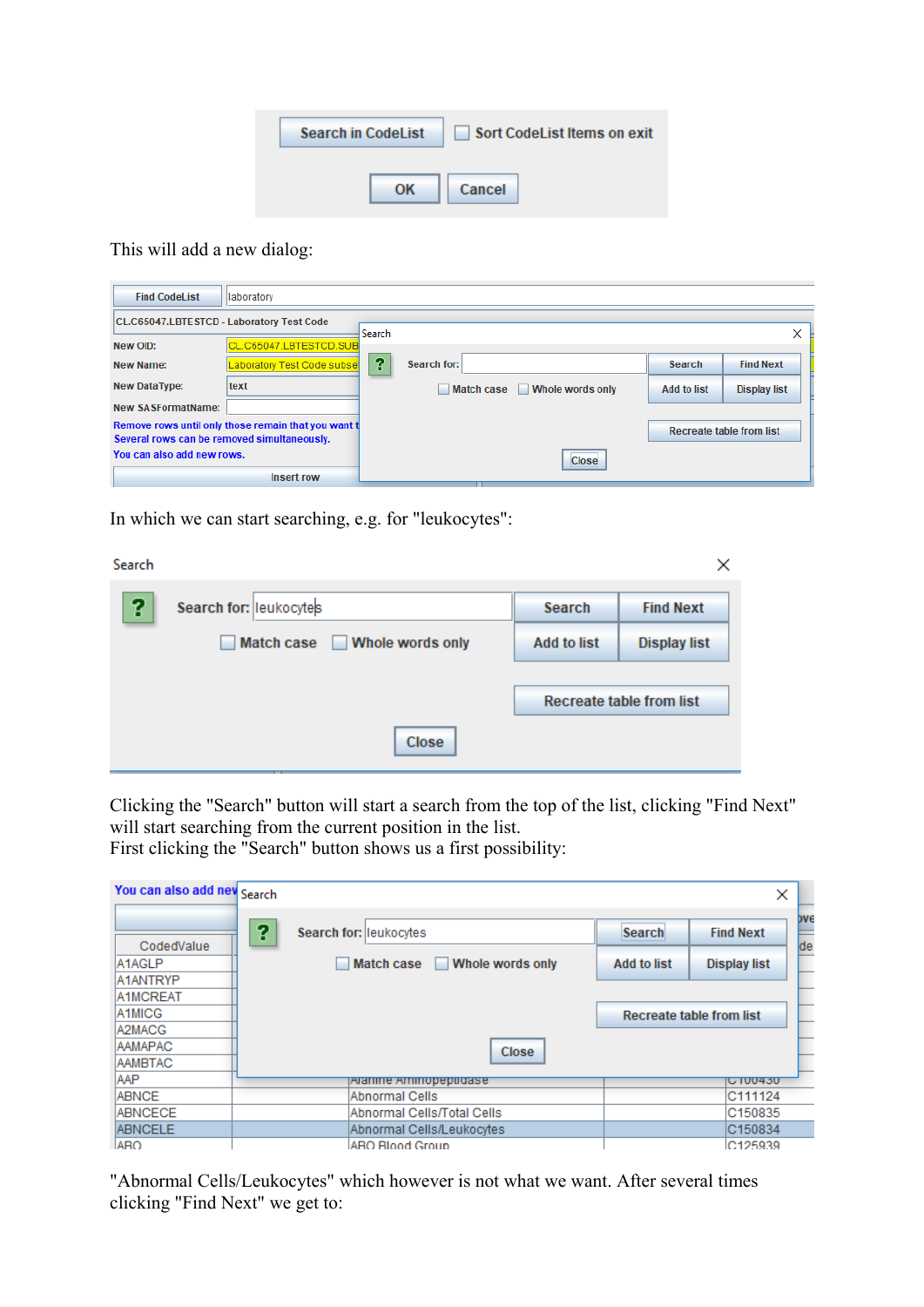This will add a new dialog:

In which we can start searching, e.g. for "leukocytes":

Clicking the "Search" button will start a search from the top of the list, clicking "Find Next" will start searching from the current position in the list.
First clicking the "Search" button shows us a first possibility:

"Abnormal Cells/Leukocytes" which however is not what we want. After several times clicking "Find Next" we get to: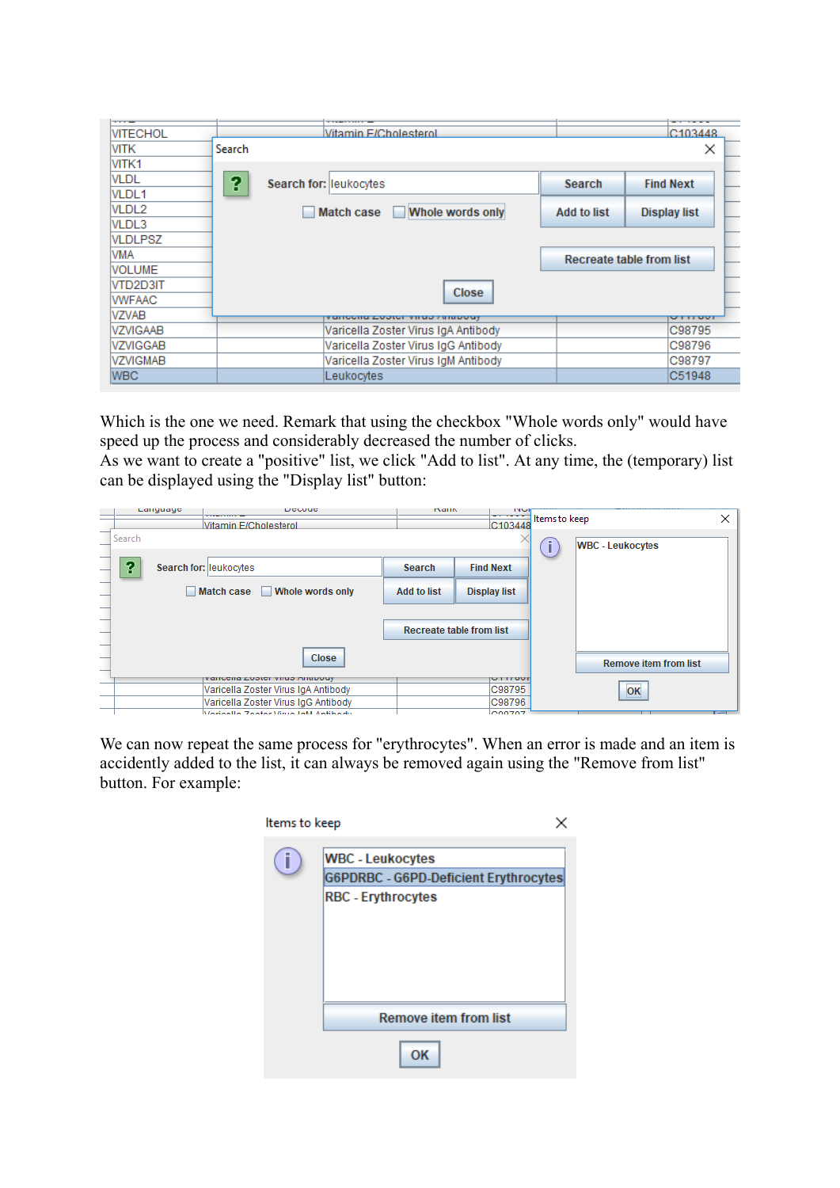Which is the one we need. Remark that using the checkbox "Whole words only" would have speed up the process and considerably decreased the number of clicks.
As we want to create a "positive" list, we click "Add to list". At any time, the (temporary) list can be displayed using the "Display list" button:

We can now repeat the same process for "erythrocytes". When an error is made and an item is accidently added to the list, it can always be removed again using the "Remove from list" button. For example: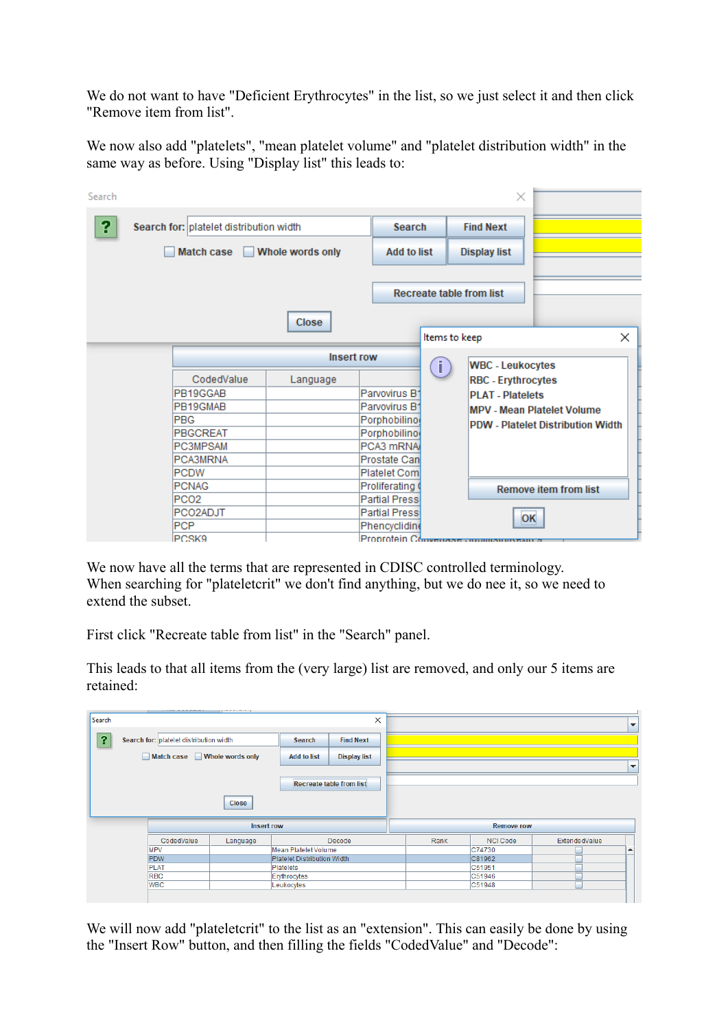We do not want to have "Deficient Erythrocytes" in the list, so we just select it and then click "Remove item from list".

We now also add "platelets", "mean platelet volume" and "platelet distribution width" in the same way as before. Using "Display list" this leads to:

We now have all the terms that are represented in CDISC controlled terminology.
When searching for "plateletcrit" we don't find anything, but we do nee it, so we need to extend the subset.

First click "Recreate table from list" in the "Search" panel.

This leads to that all items from the (very large) list are removed, and only our 5 items are retained:

We will now add "plateletcrit" to the list as an "extension". This can easily be done by using the "Insert Row" button, and then filling the fields "CodedValue" and "Decode":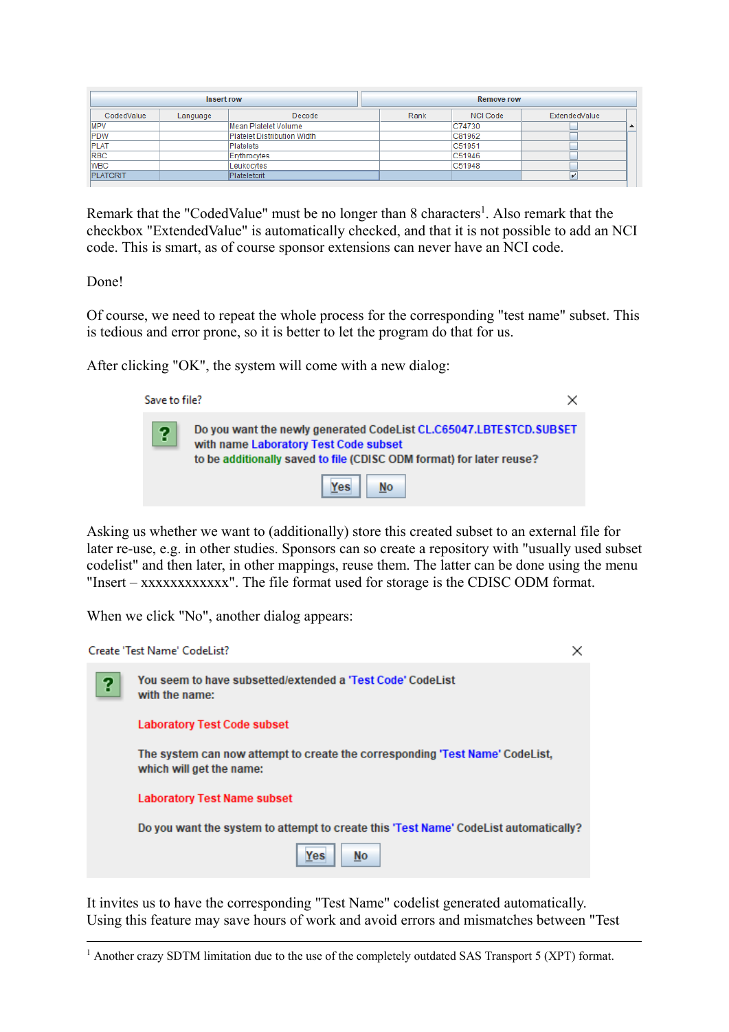| Insert row | | | Remove row | | |
|---|---|---|---|---|---|
| CodedValue | Language | Decode | Rank | NCI Code | ExtendedValue |
| MPV | | Mean Platelet Volume | | C74730 | ☐ |
| PDW | | Platelet Distribution Width | | C81962 | ☐ |
| PLAT | | Platelets | | C51951 | ☐ |
| RBC | | Erythrocytes | | C51946 | ☐ |
| WBC | | Leukocytes | | C51948 | ☐ |
| PLATCRIT | | Plateletcrit | | | ☑ |

Remark that the "CodedValue" must be no longer than 8 characters[1]. Also remark that the checkbox "ExtendedValue" is automatically checked, and that it is not possible to add an NCI code. This is smart, as of course sponsor extensions can never have an NCI code.

Done!

Of course, we need to repeat the whole process for the corresponding "test name" subset. This is tedious and error prone, so it is better to let the program do that for us.

After clicking "OK", the system will come with a new dialog:

> **Save to file?**
>
> Do you want the newly generated CodeList CL.C65047.LBTESTCD.SUBSET with name Laboratory Test Code subset to be additionally saved to file (CDISC ODM format) for later reuse?
>
> [Yes] [No]

Asking us whether we want to (additionally) store this created subset to an external file for later re-use, e.g. in other studies. Sponsors can so create a repository with "usually used subset codelist" and then later, in other mappings, reuse them. The latter can be done using the menu "Insert – xxxxxxxxxxxx". The file format used for storage is the CDISC ODM format.

When we click "No", another dialog appears:

> **Create 'Test Name' CodeList?**
>
> You seem to have subsetted/extended a 'Test Code' CodeList with the name:
>
> Laboratory Test Code subset
>
> The system can now attempt to create the corresponding 'Test Name' CodeList, which will get the name:
>
> Laboratory Test Name subset
>
> Do you want the system to attempt to create this 'Test Name' CodeList automatically?
>
> [Yes] [No]

It invites us to have the corresponding "Test Name" codelist generated automatically. Using this feature may save hours of work and avoid errors and mismatches between "Test

---

[1] Another crazy SDTM limitation due to the use of the completely outdated SAS Transport 5 (XPT) format.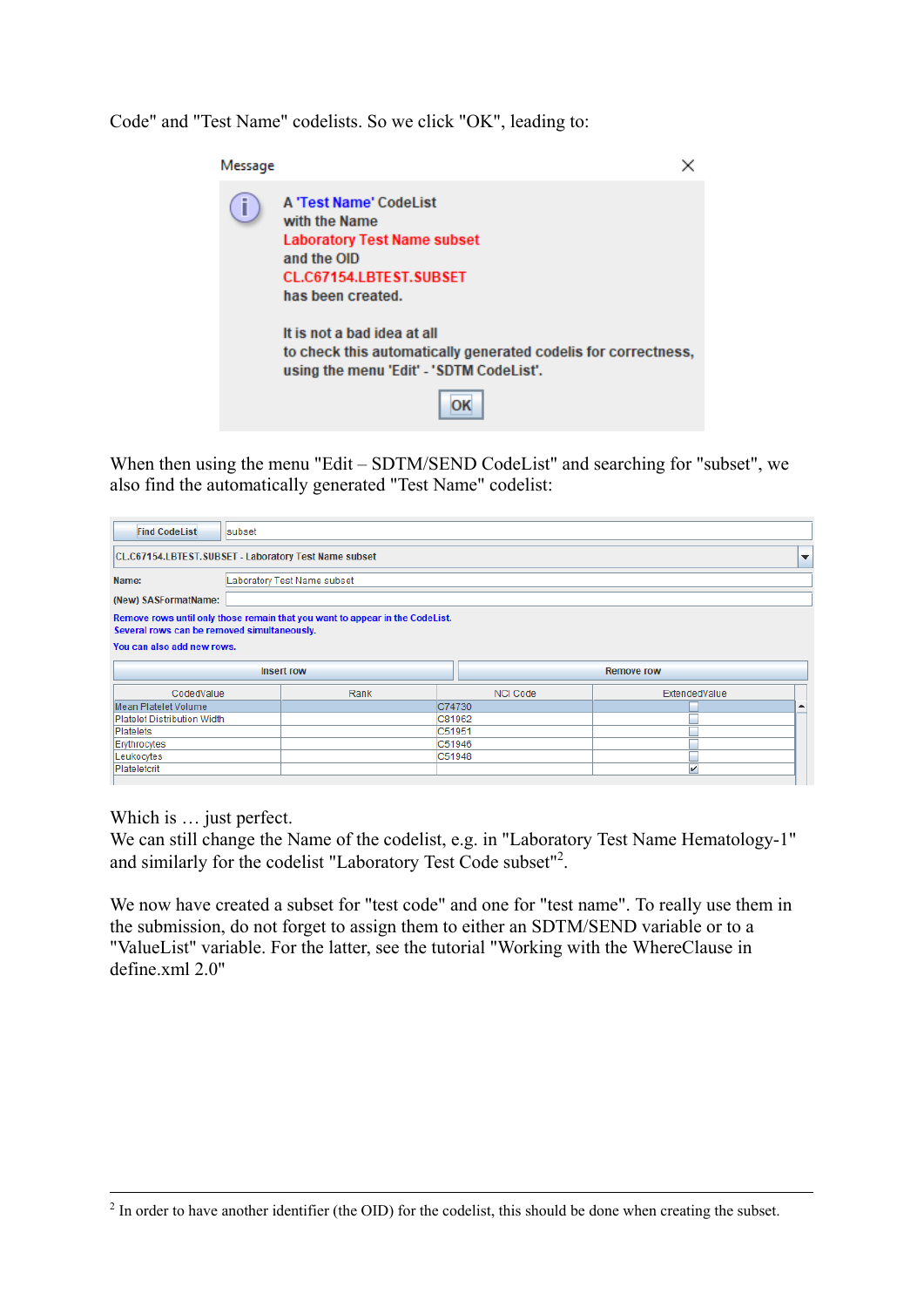Code" and "Test Name" codelists. So we click "OK", leading to:

Message

A 'Test Name' CodeList
with the Name
Laboratory Test Name subset
and the OID
CL.C67154.LBTEST.SUBSET
has been created.

It is not a bad idea at all
to check this automatically generated codelis for correctness,
using the menu 'Edit' - 'SDTM CodeList'.

OK

When then using the menu "Edit – SDTM/SEND CodeList" and searching for "subset", we also find the automatically generated "Test Name" codelist:

Find CodeList: subset

CL.C67154.LBTEST.SUBSET - Laboratory Test Name subset

Name: Laboratory Test Name subset

(New) SASFormatName:

Remove rows until only those remain that you want to appear in the CodeList.
Several rows can be removed simultaneously.
You can also add new rows.

Insert row | Remove row

| CodedValue | Rank | NCI Code | ExtendedValue |
|---|---|---|---|
| Mean Platelet Volume | | C74730 | ☐ |
| Platelet Distribution Width | | C81962 | ☐ |
| Platelets | | C51951 | ☐ |
| Erythrocytes | | C51946 | ☐ |
| Leukocytes | | C51948 | ☐ |
| Plateletcrit | | | ☑ |

Which is … just perfect.
We can still change the Name of the codelist, e.g. in "Laboratory Test Name Hematology-1" and similarly for the codelist "Laboratory Test Code subset"[2].

We now have created a subset for "test code" and one for "test name". To really use them in the submission, do not forget to assign them to either an SDTM/SEND variable or to a "ValueList" variable. For the latter, see the tutorial "Working with the WhereClause in define.xml 2.0"

[2] In order to have another identifier (the OID) for the codelist, this should be done when creating the subset.